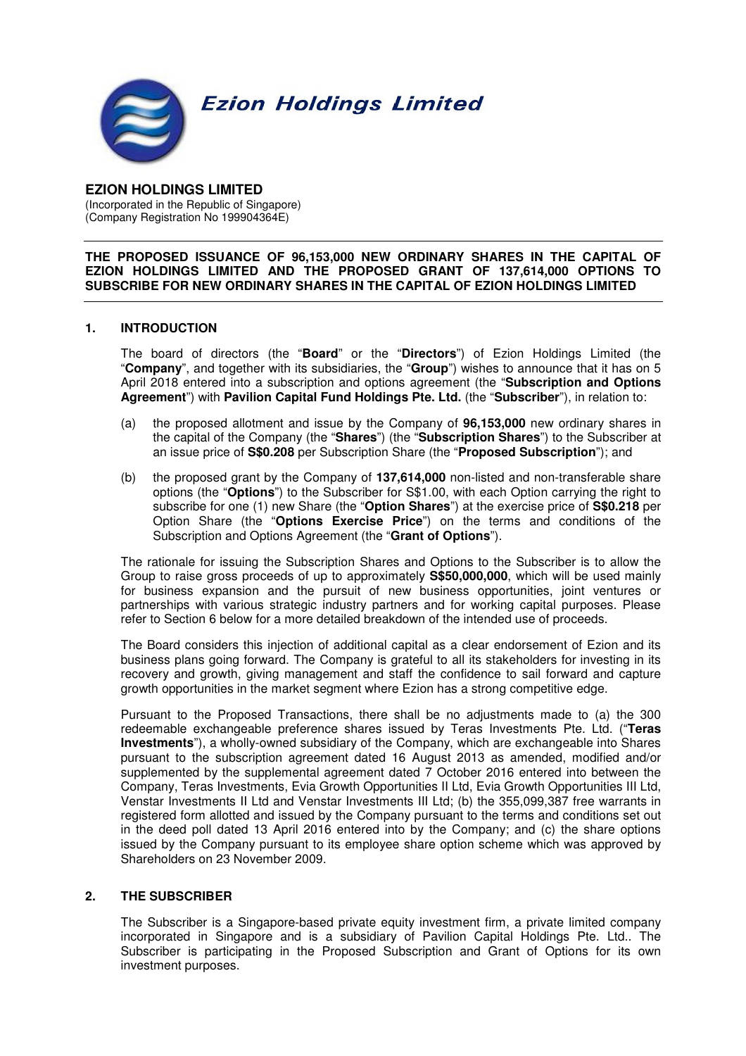**Ezion Holdings Limited**

# EZION HOLDINGS LIMITED

(Incorporated in the Republic of Singapore)
(Company Registration No 199904364E)

---

**THE PROPOSED ISSUANCE OF 96,153,000 NEW ORDINARY SHARES IN THE CAPITAL OF EZION HOLDINGS LIMITED AND THE PROPOSED GRANT OF 137,614,000 OPTIONS TO SUBSCRIBE FOR NEW ORDINARY SHARES IN THE CAPITAL OF EZION HOLDINGS LIMITED**

---

## 1. INTRODUCTION

The board of directors (the "**Board**" or the "**Directors**") of Ezion Holdings Limited (the "**Company**", and together with its subsidiaries, the "**Group**") wishes to announce that it has on 5 April 2018 entered into a subscription and options agreement (the "**Subscription and Options Agreement**") with **Pavilion Capital Fund Holdings Pte. Ltd.** (the "**Subscriber**"), in relation to:

(a) the proposed allotment and issue by the Company of **96,153,000** new ordinary shares in the capital of the Company (the "**Shares**") (the "**Subscription Shares**") to the Subscriber at an issue price of **S$0.208** per Subscription Share (the "**Proposed Subscription**"); and

(b) the proposed grant by the Company of **137,614,000** non-listed and non-transferable share options (the "**Options**") to the Subscriber for S$1.00, with each Option carrying the right to subscribe for one (1) new Share (the "**Option Shares**") at the exercise price of **S$0.218** per Option Share (the "**Options Exercise Price**") on the terms and conditions of the Subscription and Options Agreement (the "**Grant of Options**").

The rationale for issuing the Subscription Shares and Options to the Subscriber is to allow the Group to raise gross proceeds of up to approximately **S$50,000,000**, which will be used mainly for business expansion and the pursuit of new business opportunities, joint ventures or partnerships with various strategic industry partners and for working capital purposes. Please refer to Section 6 below for a more detailed breakdown of the intended use of proceeds.

The Board considers this injection of additional capital as a clear endorsement of Ezion and its business plans going forward. The Company is grateful to all its stakeholders for investing in its recovery and growth, giving management and staff the confidence to sail forward and capture growth opportunities in the market segment where Ezion has a strong competitive edge.

Pursuant to the Proposed Transactions, there shall be no adjustments made to (a) the 300 redeemable exchangeable preference shares issued by Teras Investments Pte. Ltd. ("**Teras Investments**"), a wholly-owned subsidiary of the Company, which are exchangeable into Shares pursuant to the subscription agreement dated 16 August 2013 as amended, modified and/or supplemented by the supplemental agreement dated 7 October 2016 entered into between the Company, Teras Investments, Evia Growth Opportunities II Ltd, Evia Growth Opportunities III Ltd, Venstar Investments II Ltd and Venstar Investments III Ltd; (b) the 355,099,387 free warrants in registered form allotted and issued by the Company pursuant to the terms and conditions set out in the deed poll dated 13 April 2016 entered into by the Company; and (c) the share options issued by the Company pursuant to its employee share option scheme which was approved by Shareholders on 23 November 2009.

## 2. THE SUBSCRIBER

The Subscriber is a Singapore-based private equity investment firm, a private limited company incorporated in Singapore and is a subsidiary of Pavilion Capital Holdings Pte. Ltd.. The Subscriber is participating in the Proposed Subscription and Grant of Options for its own investment purposes.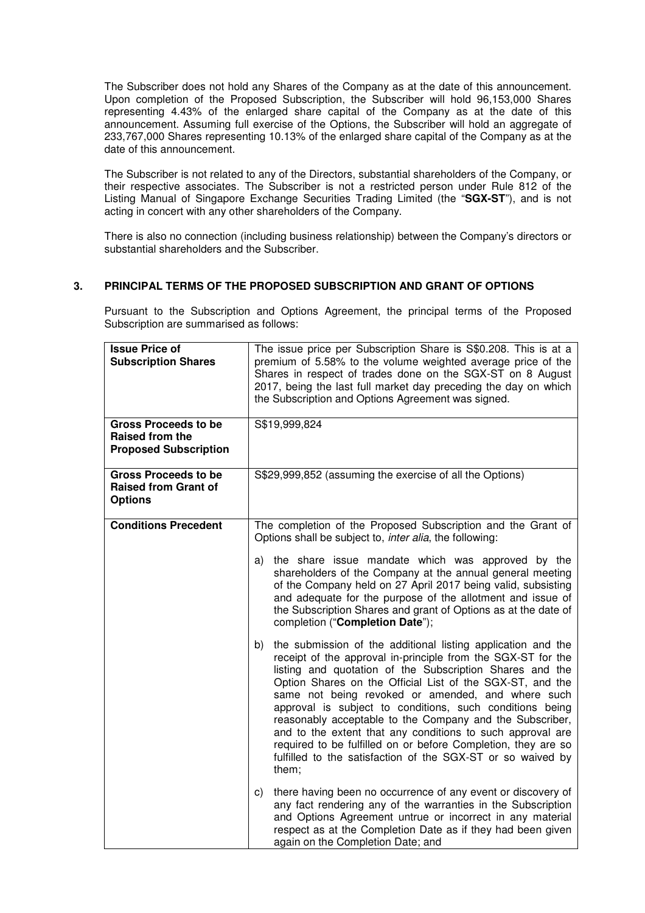The Subscriber does not hold any Shares of the Company as at the date of this announcement. Upon completion of the Proposed Subscription, the Subscriber will hold 96,153,000 Shares representing 4.43% of the enlarged share capital of the Company as at the date of this announcement. Assuming full exercise of the Options, the Subscriber will hold an aggregate of 233,767,000 Shares representing 10.13% of the enlarged share capital of the Company as at the date of this announcement.

The Subscriber is not related to any of the Directors, substantial shareholders of the Company, or their respective associates. The Subscriber is not a restricted person under Rule 812 of the Listing Manual of Singapore Exchange Securities Trading Limited (the "**SGX-ST**"), and is not acting in concert with any other shareholders of the Company.

There is also no connection (including business relationship) between the Company's directors or substantial shareholders and the Subscriber.

## 3. PRINCIPAL TERMS OF THE PROPOSED SUBSCRIPTION AND GRANT OF OPTIONS

Pursuant to the Subscription and Options Agreement, the principal terms of the Proposed Subscription are summarised as follows:

| | |
|---|---|
| **Issue Price of Subscription Shares** | The issue price per Subscription Share is S$0.208. This is at a premium of 5.58% to the volume weighted average price of the Shares in respect of trades done on the SGX-ST on 8 August 2017, being the last full market day preceding the day on which the Subscription and Options Agreement was signed. |
| **Gross Proceeds to be Raised from the Proposed Subscription** | S$19,999,824 |
| **Gross Proceeds to be Raised from Grant of Options** | S$29,999,852 (assuming the exercise of all the Options) |
| **Conditions Precedent** | The completion of the Proposed Subscription and the Grant of Options shall be subject to, *inter alia*, the following:<br><br>a) the share issue mandate which was approved by the shareholders of the Company at the annual general meeting of the Company held on 27 April 2017 being valid, subsisting and adequate for the purpose of the allotment and issue of the Subscription Shares and grant of Options as at the date of completion ("**Completion Date**");<br><br>b) the submission of the additional listing application and the receipt of the approval in-principle from the SGX-ST for the listing and quotation of the Subscription Shares and the Option Shares on the Official List of the SGX-ST, and the same not being revoked or amended, and where such approval is subject to conditions, such conditions being reasonably acceptable to the Company and the Subscriber, and to the extent that any conditions to such approval are required to be fulfilled on or before Completion, they are so fulfilled to the satisfaction of the SGX-ST or so waived by them;<br><br>c) there having been no occurrence of any event or discovery of any fact rendering any of the warranties in the Subscription and Options Agreement untrue or incorrect in any material respect as at the Completion Date as if they had been given again on the Completion Date; and |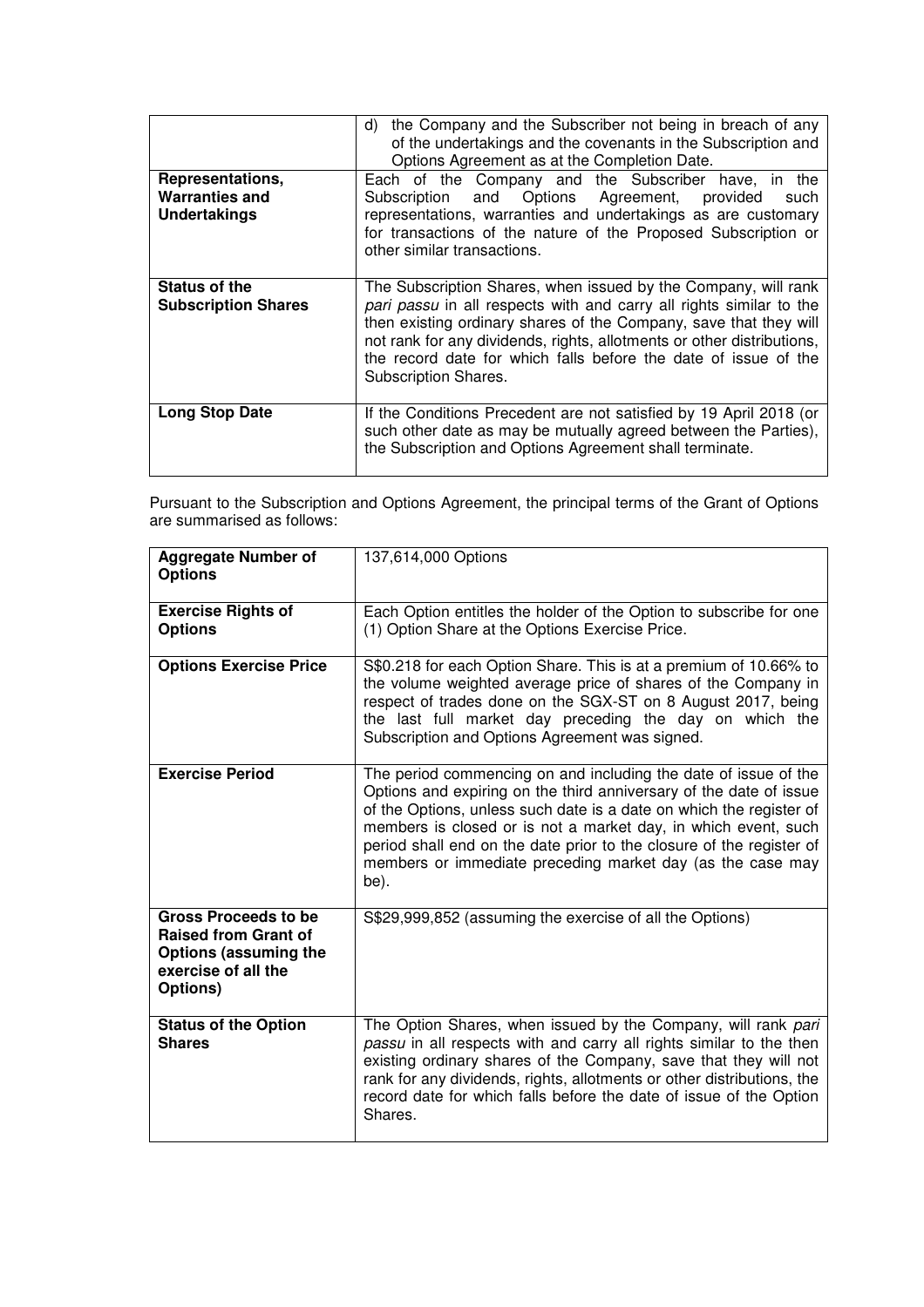| | |
|---|---|
| | d) the Company and the Subscriber not being in breach of any of the undertakings and the covenants in the Subscription and Options Agreement as at the Completion Date. |
| **Representations, Warranties and Undertakings** | Each of the Company and the Subscriber have, in the Subscription and Options Agreement, provided such representations, warranties and undertakings as are customary for transactions of the nature of the Proposed Subscription or other similar transactions. |
| **Status of the Subscription Shares** | The Subscription Shares, when issued by the Company, will rank *pari passu* in all respects with and carry all rights similar to the then existing ordinary shares of the Company, save that they will not rank for any dividends, rights, allotments or other distributions, the record date for which falls before the date of issue of the Subscription Shares. |
| **Long Stop Date** | If the Conditions Precedent are not satisfied by 19 April 2018 (or such other date as may be mutually agreed between the Parties), the Subscription and Options Agreement shall terminate. |

Pursuant to the Subscription and Options Agreement, the principal terms of the Grant of Options are summarised as follows:

| **Aggregate Number of Options** | 137,614,000 Options |
|---|---|
| **Exercise Rights of Options** | Each Option entitles the holder of the Option to subscribe for one (1) Option Share at the Options Exercise Price. |
| **Options Exercise Price** | S$0.218 for each Option Share. This is at a premium of 10.66% to the volume weighted average price of shares of the Company in respect of trades done on the SGX-ST on 8 August 2017, being the last full market day preceding the day on which the Subscription and Options Agreement was signed. |
| **Exercise Period** | The period commencing on and including the date of issue of the Options and expiring on the third anniversary of the date of issue of the Options, unless such date is a date on which the register of members is closed or is not a market day, in which event, such period shall end on the date prior to the closure of the register of members or immediate preceding market day (as the case may be). |
| **Gross Proceeds to be Raised from Grant of Options (assuming the exercise of all the Options)** | S$29,999,852 (assuming the exercise of all the Options) |
| **Status of the Option Shares** | The Option Shares, when issued by the Company, will rank *pari passu* in all respects with and carry all rights similar to the then existing ordinary shares of the Company, save that they will not rank for any dividends, rights, allotments or other distributions, the record date for which falls before the date of issue of the Option Shares. |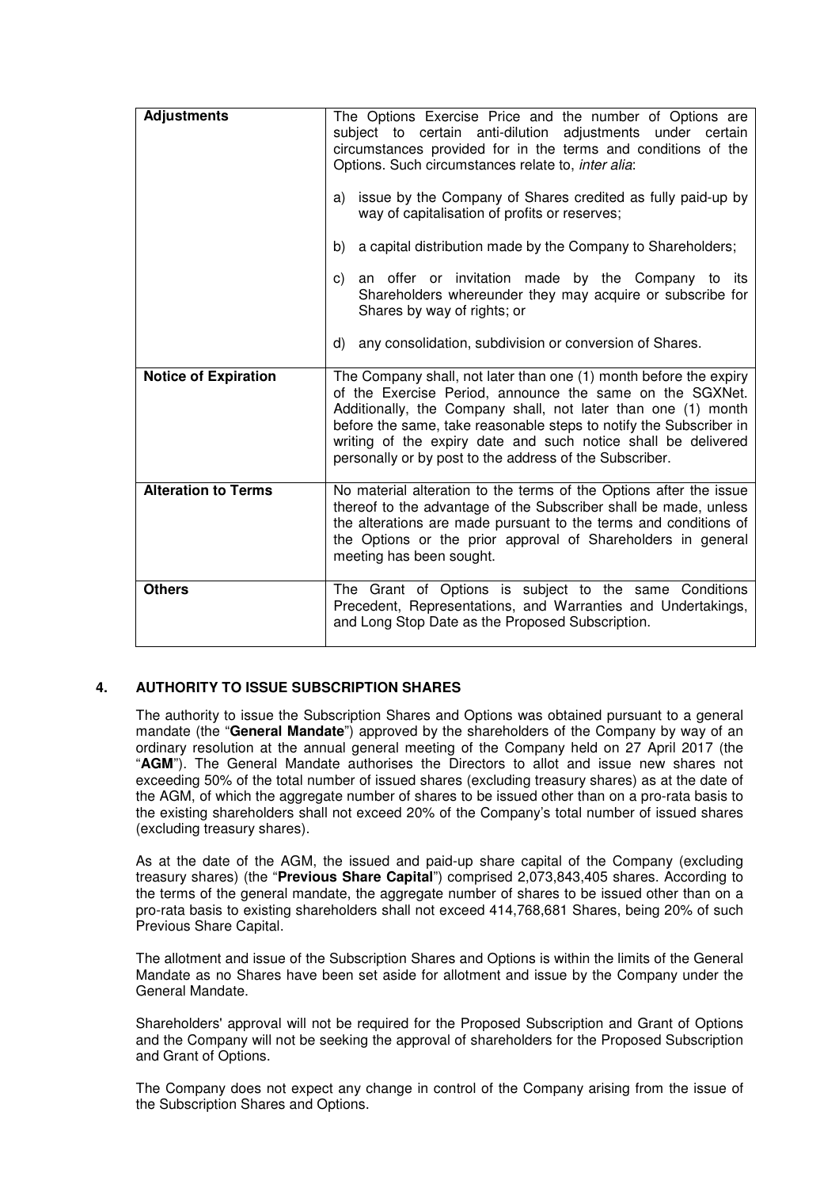| | |
|---|---|
| **Adjustments** | The Options Exercise Price and the number of Options are subject to certain anti-dilution adjustments under certain circumstances provided for in the terms and conditions of the Options. Such circumstances relate to, *inter alia*:<br><br>a) issue by the Company of Shares credited as fully paid-up by way of capitalisation of profits or reserves;<br><br>b) a capital distribution made by the Company to Shareholders;<br><br>c) an offer or invitation made by the Company to its Shareholders whereunder they may acquire or subscribe for Shares by way of rights; or<br><br>d) any consolidation, subdivision or conversion of Shares. |
| **Notice of Expiration** | The Company shall, not later than one (1) month before the expiry of the Exercise Period, announce the same on the SGXNet. Additionally, the Company shall, not later than one (1) month before the same, take reasonable steps to notify the Subscriber in writing of the expiry date and such notice shall be delivered personally or by post to the address of the Subscriber. |
| **Alteration to Terms** | No material alteration to the terms of the Options after the issue thereof to the advantage of the Subscriber shall be made, unless the alterations are made pursuant to the terms and conditions of the Options or the prior approval of Shareholders in general meeting has been sought. |
| **Others** | The Grant of Options is subject to the same Conditions Precedent, Representations, and Warranties and Undertakings, and Long Stop Date as the Proposed Subscription. |

## 4. AUTHORITY TO ISSUE SUBSCRIPTION SHARES

The authority to issue the Subscription Shares and Options was obtained pursuant to a general mandate (the "**General Mandate**") approved by the shareholders of the Company by way of an ordinary resolution at the annual general meeting of the Company held on 27 April 2017 (the "**AGM**"). The General Mandate authorises the Directors to allot and issue new shares not exceeding 50% of the total number of issued shares (excluding treasury shares) as at the date of the AGM, of which the aggregate number of shares to be issued other than on a pro-rata basis to the existing shareholders shall not exceed 20% of the Company's total number of issued shares (excluding treasury shares).

As at the date of the AGM, the issued and paid-up share capital of the Company (excluding treasury shares) (the "**Previous Share Capital**") comprised 2,073,843,405 shares. According to the terms of the general mandate, the aggregate number of shares to be issued other than on a pro-rata basis to existing shareholders shall not exceed 414,768,681 Shares, being 20% of such Previous Share Capital.

The allotment and issue of the Subscription Shares and Options is within the limits of the General Mandate as no Shares have been set aside for allotment and issue by the Company under the General Mandate.

Shareholders' approval will not be required for the Proposed Subscription and Grant of Options and the Company will not be seeking the approval of shareholders for the Proposed Subscription and Grant of Options.

The Company does not expect any change in control of the Company arising from the issue of the Subscription Shares and Options.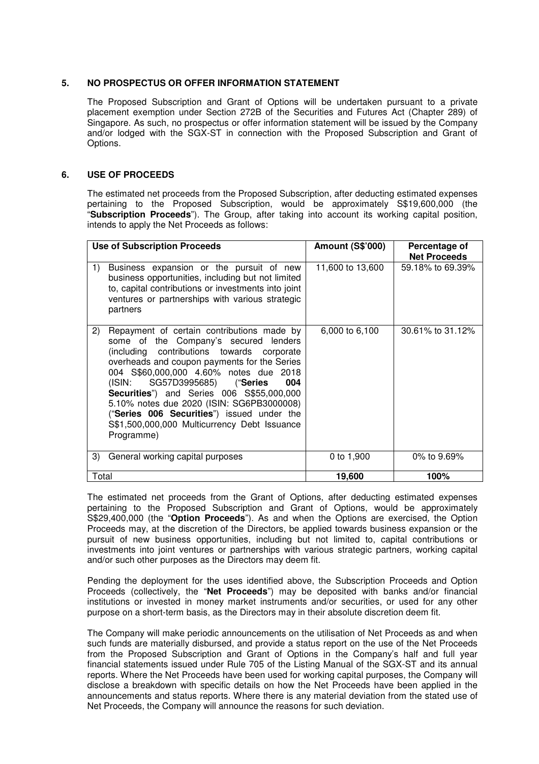## 5. NO PROSPECTUS OR OFFER INFORMATION STATEMENT

The Proposed Subscription and Grant of Options will be undertaken pursuant to a private placement exemption under Section 272B of the Securities and Futures Act (Chapter 289) of Singapore. As such, no prospectus or offer information statement will be issued by the Company and/or lodged with the SGX-ST in connection with the Proposed Subscription and Grant of Options.

## 6. USE OF PROCEEDS

The estimated net proceeds from the Proposed Subscription, after deducting estimated expenses pertaining to the Proposed Subscription, would be approximately S$19,600,000 (the "**Subscription Proceeds**"). The Group, after taking into account its working capital position, intends to apply the Net Proceeds as follows:

| Use of Subscription Proceeds | Amount (S$'000) | Percentage of Net Proceeds |
|---|---|---|
| 1) Business expansion or the pursuit of new business opportunities, including but not limited to, capital contributions or investments into joint ventures or partnerships with various strategic partners | 11,600 to 13,600 | 59.18% to 69.39% |
| 2) Repayment of certain contributions made by some of the Company's secured lenders (including contributions towards corporate overheads and coupon payments for the Series 004 S$60,000,000 4.60% notes due 2018 (ISIN: SG57D3995685) ("**Series 004 Securities**") and Series 006 S$55,000,000 5.10% notes due 2020 (ISIN: SG6PB3000008) ("**Series 006 Securities**") issued under the S$1,500,000,000 Multicurrency Debt Issuance Programme) | 6,000 to 6,100 | 30.61% to 31.12% |
| 3) General working capital purposes | 0 to 1,900 | 0% to 9.69% |
| Total | **19,600** | **100%** |

The estimated net proceeds from the Grant of Options, after deducting estimated expenses pertaining to the Proposed Subscription and Grant of Options, would be approximately S$29,400,000 (the "**Option Proceeds**"). As and when the Options are exercised, the Option Proceeds may, at the discretion of the Directors, be applied towards business expansion or the pursuit of new business opportunities, including but not limited to, capital contributions or investments into joint ventures or partnerships with various strategic partners, working capital and/or such other purposes as the Directors may deem fit.

Pending the deployment for the uses identified above, the Subscription Proceeds and Option Proceeds (collectively, the "**Net Proceeds**") may be deposited with banks and/or financial institutions or invested in money market instruments and/or securities, or used for any other purpose on a short-term basis, as the Directors may in their absolute discretion deem fit.

The Company will make periodic announcements on the utilisation of Net Proceeds as and when such funds are materially disbursed, and provide a status report on the use of the Net Proceeds from the Proposed Subscription and Grant of Options in the Company's half and full year financial statements issued under Rule 705 of the Listing Manual of the SGX-ST and its annual reports. Where the Net Proceeds have been used for working capital purposes, the Company will disclose a breakdown with specific details on how the Net Proceeds have been applied in the announcements and status reports. Where there is any material deviation from the stated use of Net Proceeds, the Company will announce the reasons for such deviation.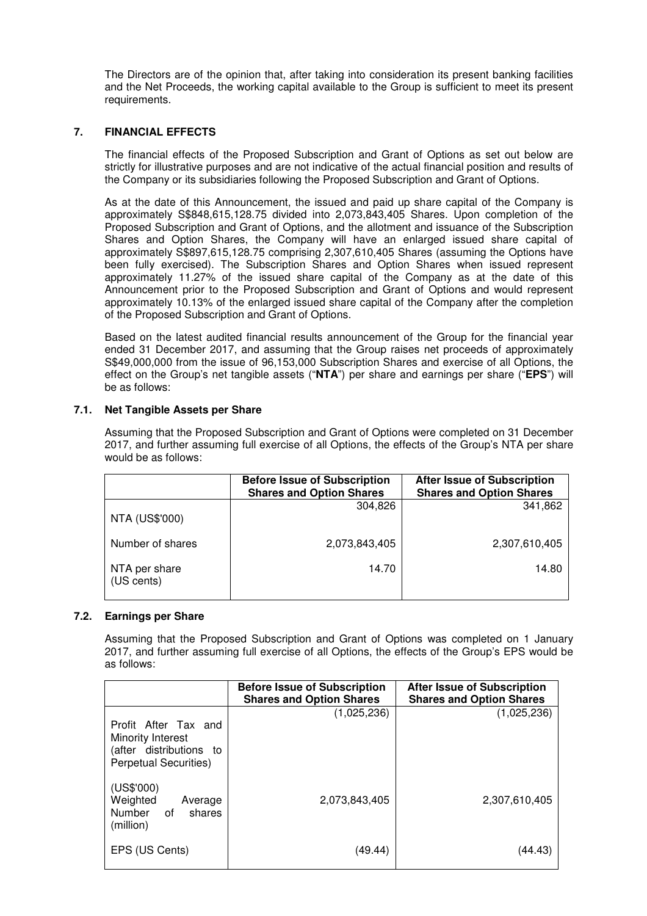The Directors are of the opinion that, after taking into consideration its present banking facilities and the Net Proceeds, the working capital available to the Group is sufficient to meet its present requirements.

## 7. FINANCIAL EFFECTS

The financial effects of the Proposed Subscription and Grant of Options as set out below are strictly for illustrative purposes and are not indicative of the actual financial position and results of the Company or its subsidiaries following the Proposed Subscription and Grant of Options.

As at the date of this Announcement, the issued and paid up share capital of the Company is approximately S$848,615,128.75 divided into 2,073,843,405 Shares. Upon completion of the Proposed Subscription and Grant of Options, and the allotment and issuance of the Subscription Shares and Option Shares, the Company will have an enlarged issued share capital of approximately S$897,615,128.75 comprising 2,307,610,405 Shares (assuming the Options have been fully exercised). The Subscription Shares and Option Shares when issued represent approximately 11.27% of the issued share capital of the Company as at the date of this Announcement prior to the Proposed Subscription and Grant of Options and would represent approximately 10.13% of the enlarged issued share capital of the Company after the completion of the Proposed Subscription and Grant of Options.

Based on the latest audited financial results announcement of the Group for the financial year ended 31 December 2017, and assuming that the Group raises net proceeds of approximately S$49,000,000 from the issue of 96,153,000 Subscription Shares and exercise of all Options, the effect on the Group's net tangible assets ("**NTA**") per share and earnings per share ("**EPS**") will be as follows:

### 7.1. Net Tangible Assets per Share

Assuming that the Proposed Subscription and Grant of Options were completed on 31 December 2017, and further assuming full exercise of all Options, the effects of the Group's NTA per share would be as follows:

| | Before Issue of Subscription Shares and Option Shares | After Issue of Subscription Shares and Option Shares |
|---|---|---|
| NTA (US$'000) | 304,826 | 341,862 |
| Number of shares | 2,073,843,405 | 2,307,610,405 |
| NTA per share (US cents) | 14.70 | 14.80 |

### 7.2. Earnings per Share

Assuming that the Proposed Subscription and Grant of Options was completed on 1 January 2017, and further assuming full exercise of all Options, the effects of the Group's EPS would be as follows:

| | Before Issue of Subscription Shares and Option Shares | After Issue of Subscription Shares and Option Shares |
|---|---|---|
| Profit After Tax and Minority Interest (after distributions to Perpetual Securities) (US$'000) | (1,025,236) | (1,025,236) |
| Weighted Average Number of shares (million) | 2,073,843,405 | 2,307,610,405 |
| EPS (US Cents) | (49.44) | (44.43) |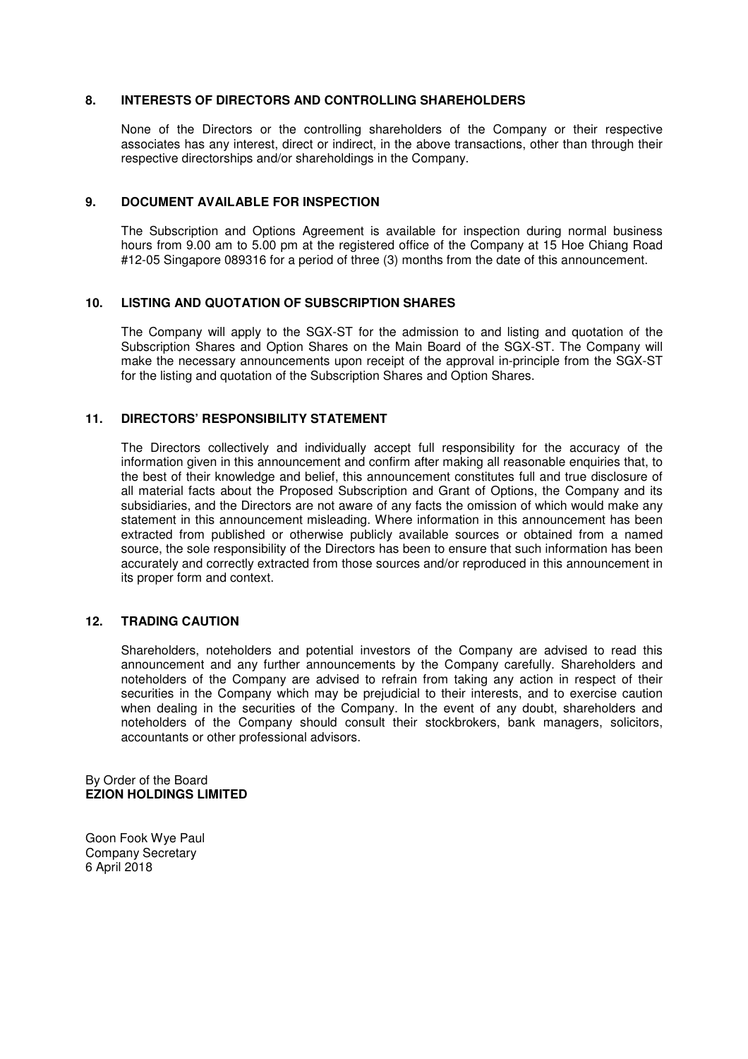## 8. INTERESTS OF DIRECTORS AND CONTROLLING SHAREHOLDERS

None of the Directors or the controlling shareholders of the Company or their respective associates has any interest, direct or indirect, in the above transactions, other than through their respective directorships and/or shareholdings in the Company.

## 9. DOCUMENT AVAILABLE FOR INSPECTION

The Subscription and Options Agreement is available for inspection during normal business hours from 9.00 am to 5.00 pm at the registered office of the Company at 15 Hoe Chiang Road #12-05 Singapore 089316 for a period of three (3) months from the date of this announcement.

## 10. LISTING AND QUOTATION OF SUBSCRIPTION SHARES

The Company will apply to the SGX-ST for the admission to and listing and quotation of the Subscription Shares and Option Shares on the Main Board of the SGX-ST. The Company will make the necessary announcements upon receipt of the approval in-principle from the SGX-ST for the listing and quotation of the Subscription Shares and Option Shares.

## 11. DIRECTORS' RESPONSIBILITY STATEMENT

The Directors collectively and individually accept full responsibility for the accuracy of the information given in this announcement and confirm after making all reasonable enquiries that, to the best of their knowledge and belief, this announcement constitutes full and true disclosure of all material facts about the Proposed Subscription and Grant of Options, the Company and its subsidiaries, and the Directors are not aware of any facts the omission of which would make any statement in this announcement misleading. Where information in this announcement has been extracted from published or otherwise publicly available sources or obtained from a named source, the sole responsibility of the Directors has been to ensure that such information has been accurately and correctly extracted from those sources and/or reproduced in this announcement in its proper form and context.

## 12. TRADING CAUTION

Shareholders, noteholders and potential investors of the Company are advised to read this announcement and any further announcements by the Company carefully. Shareholders and noteholders of the Company are advised to refrain from taking any action in respect of their securities in the Company which may be prejudicial to their interests, and to exercise caution when dealing in the securities of the Company. In the event of any doubt, shareholders and noteholders of the Company should consult their stockbrokers, bank managers, solicitors, accountants or other professional advisors.

By Order of the Board
**EZION HOLDINGS LIMITED**

Goon Fook Wye Paul
Company Secretary
6 April 2018